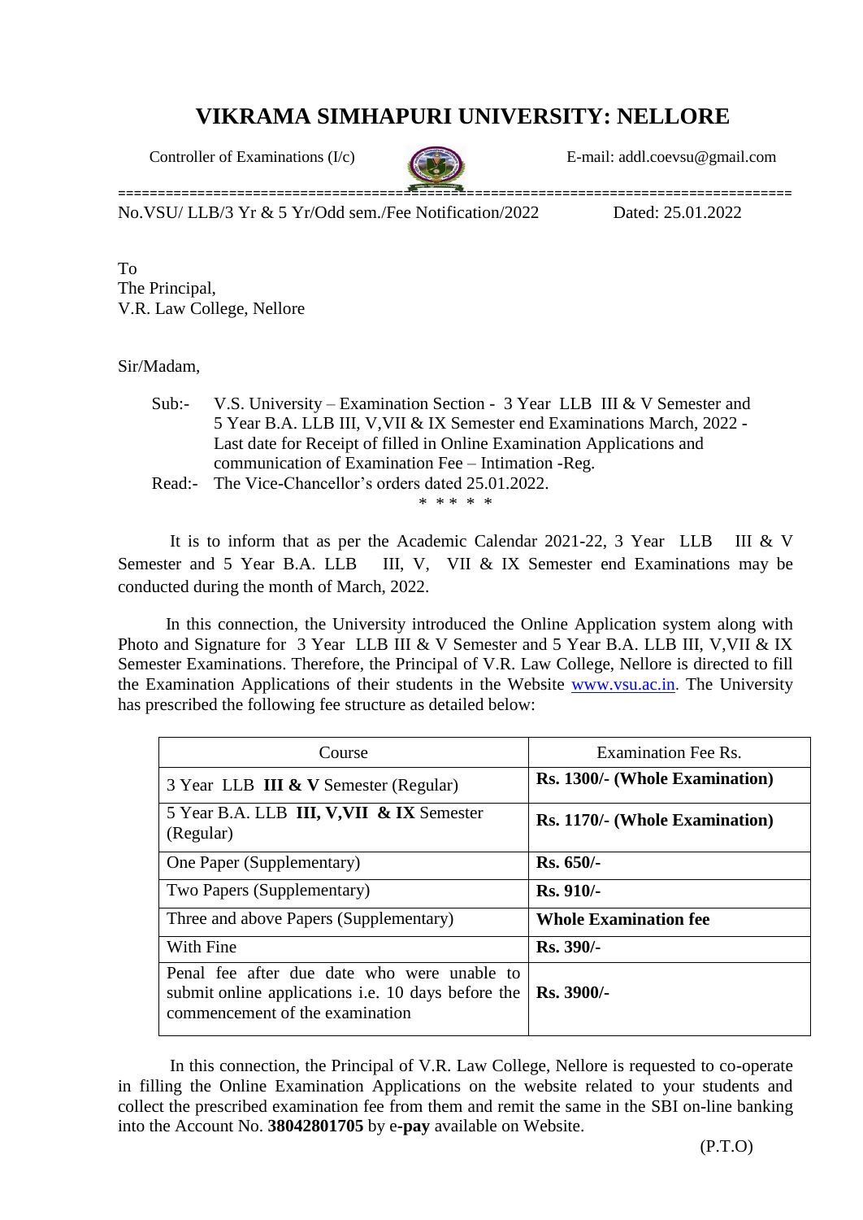# VIKRAMA SIMHAPURI UNIVERSITY: NELLORE

Controller of Examinations (I/c) E-mail: addl.coevsu@gmail.com

---

No.VSU/ LLB/3 Yr & 5 Yr/Odd sem./Fee Notification/2022 Dated: 25.01.2022

To
The Principal,
V.R. Law College, Nellore

Sir/Madam,

Sub:- V.S. University – Examination Section - 3 Year LLB III & V Semester and 5 Year B.A. LLB III, V,VII & IX Semester end Examinations March, 2022 - Last date for Receipt of filled in Online Examination Applications and communication of Examination Fee – Intimation -Reg.

Read:- The Vice-Chancellor's orders dated 25.01.2022.

\* \* \* \* \*

It is to inform that as per the Academic Calendar 2021-22, 3 Year LLB III & V Semester and 5 Year B.A. LLB III, V, VII & IX Semester end Examinations may be conducted during the month of March, 2022.

In this connection, the University introduced the Online Application system along with Photo and Signature for 3 Year LLB III & V Semester and 5 Year B.A. LLB III, V,VII & IX Semester Examinations. Therefore, the Principal of V.R. Law College, Nellore is directed to fill the Examination Applications of their students in the Website www.vsu.ac.in. The University has prescribed the following fee structure as detailed below:

| Course | Examination Fee Rs. |
|---|---|
| 3 Year LLB **III & V** Semester (Regular) | **Rs. 1300/- (Whole Examination)** |
| 5 Year B.A. LLB **III, V,VII & IX** Semester (Regular) | **Rs. 1170/- (Whole Examination)** |
| One Paper (Supplementary) | **Rs. 650/-** |
| Two Papers (Supplementary) | **Rs. 910/-** |
| Three and above Papers (Supplementary) | **Whole Examination fee** |
| With Fine | **Rs. 390/-** |
| Penal fee after due date who were unable to submit online applications i.e. 10 days before the commencement of the examination | **Rs. 3900/-** |

In this connection, the Principal of V.R. Law College, Nellore is requested to co-operate in filling the Online Examination Applications on the website related to your students and collect the prescribed examination fee from them and remit the same in the SBI on-line banking into the Account No. **38042801705** by e**-pay** available on Website.

(P.T.O)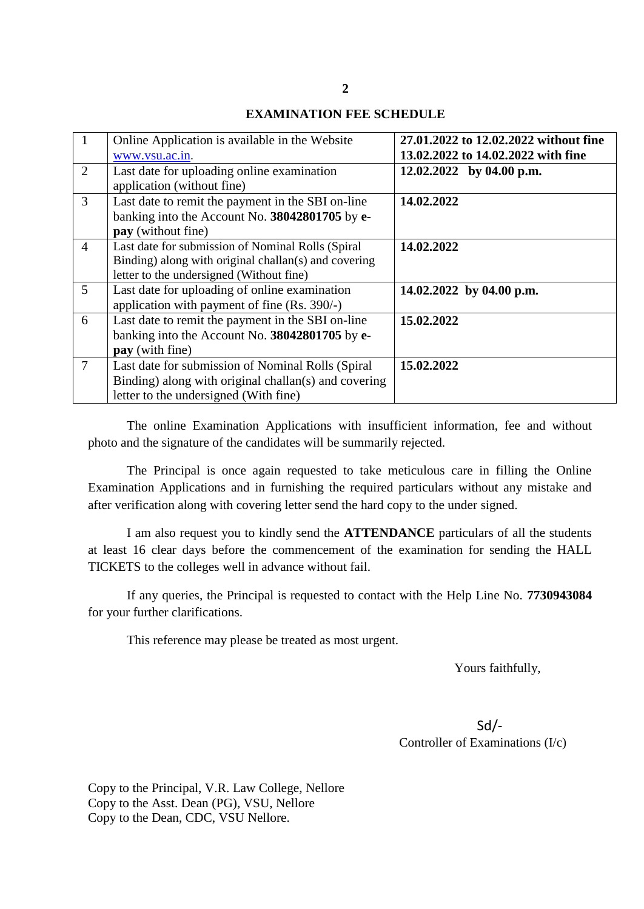## EXAMINATION FEE SCHEDULE

| | | |
|---|---|---|
| 1 | Online Application is available in the Website www.vsu.ac.in. | **27.01.2022 to 12.02.2022 without fine**<br>**13.02.2022 to 14.02.2022 with fine** |
| 2 | Last date for uploading online examination application (without fine) | **12.02.2022 by 04.00 p.m.** |
| 3 | Last date to remit the payment in the SBI on-line banking into the Account No. **38042801705** by **e-pay** (without fine) | **14.02.2022** |
| 4 | Last date for submission of Nominal Rolls (Spiral Binding) along with original challan(s) and covering letter to the undersigned (Without fine) | **14.02.2022** |
| 5 | Last date for uploading of online examination application with payment of fine (Rs. 390/-) | **14.02.2022 by 04.00 p.m.** |
| 6 | Last date to remit the payment in the SBI on-line banking into the Account No. **38042801705** by **e-pay** (with fine) | **15.02.2022** |
| 7 | Last date for submission of Nominal Rolls (Spiral Binding) along with original challan(s) and covering letter to the undersigned (With fine) | **15.02.2022** |

The online Examination Applications with insufficient information, fee and without photo and the signature of the candidates will be summarily rejected.

The Principal is once again requested to take meticulous care in filling the Online Examination Applications and in furnishing the required particulars without any mistake and after verification along with covering letter send the hard copy to the under signed.

I am also request you to kindly send the **ATTENDANCE** particulars of all the students at least 16 clear days before the commencement of the examination for sending the HALL TICKETS to the colleges well in advance without fail.

If any queries, the Principal is requested to contact with the Help Line No. **7730943084** for your further clarifications.

This reference may please be treated as most urgent.

Yours faithfully,

Sd/-
Controller of Examinations (I/c)

Copy to the Principal, V.R. Law College, Nellore
Copy to the Asst. Dean (PG), VSU, Nellore
Copy to the Dean, CDC, VSU Nellore.